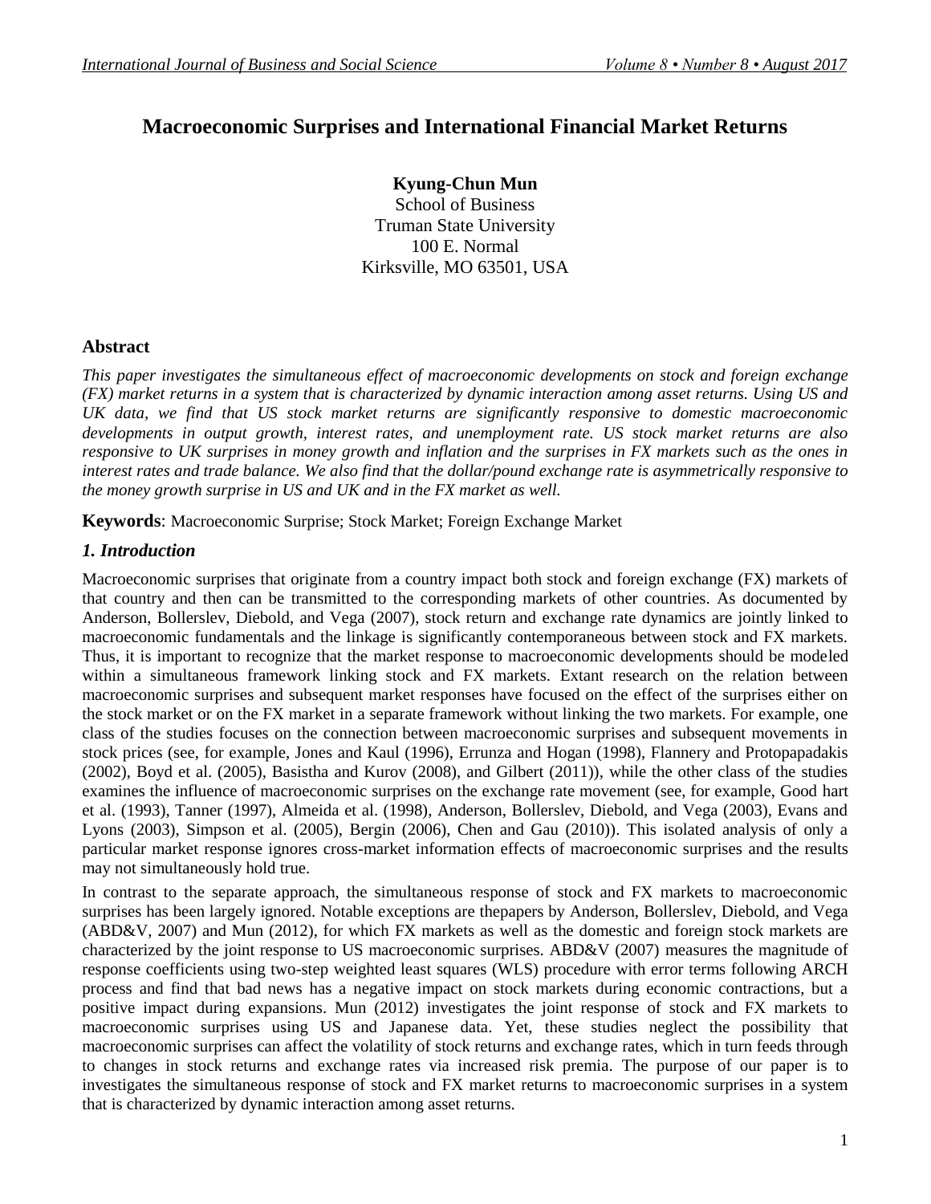# Macroeconomic Surprises and International Financial Market Returns

**Kyung-Chun Mun**
School of Business
Truman State University
100 E. Normal
Kirksville, MO 63501, USA

## Abstract

*This paper investigates the simultaneous effect of macroeconomic developments on stock and foreign exchange (FX) market returns in a system that is characterized by dynamic interaction among asset returns. Using US and UK data, we find that US stock market returns are significantly responsive to domestic macroeconomic developments in output growth, interest rates, and unemployment rate. US stock market returns are also responsive to UK surprises in money growth and inflation and the surprises in FX markets such as the ones in interest rates and trade balance. We also find that the dollar/pound exchange rate is asymmetrically responsive to the money growth surprise in US and UK and in the FX market as well.*

**Keywords**: Macroeconomic Surprise; Stock Market; Foreign Exchange Market

## *1. Introduction*

Macroeconomic surprises that originate from a country impact both stock and foreign exchange (FX) markets of that country and then can be transmitted to the corresponding markets of other countries. As documented by Anderson, Bollerslev, Diebold, and Vega (2007), stock return and exchange rate dynamics are jointly linked to macroeconomic fundamentals and the linkage is significantly contemporaneous between stock and FX markets. Thus, it is important to recognize that the market response to macroeconomic developments should be modeled within a simultaneous framework linking stock and FX markets. Extant research on the relation between macroeconomic surprises and subsequent market responses have focused on the effect of the surprises either on the stock market or on the FX market in a separate framework without linking the two markets. For example, one class of the studies focuses on the connection between macroeconomic surprises and subsequent movements in stock prices (see, for example, Jones and Kaul (1996), Errunza and Hogan (1998), Flannery and Protopapadakis (2002), Boyd et al. (2005), Basistha and Kurov (2008), and Gilbert (2011)), while the other class of the studies examines the influence of macroeconomic surprises on the exchange rate movement (see, for example, Good hart et al. (1993), Tanner (1997), Almeida et al. (1998), Anderson, Bollerslev, Diebold, and Vega (2003), Evans and Lyons (2003), Simpson et al. (2005), Bergin (2006), Chen and Gau (2010)). This isolated analysis of only a particular market response ignores cross-market information effects of macroeconomic surprises and the results may not simultaneously hold true.

In contrast to the separate approach, the simultaneous response of stock and FX markets to macroeconomic surprises has been largely ignored. Notable exceptions are thepapers by Anderson, Bollerslev, Diebold, and Vega (ABD&V, 2007) and Mun (2012), for which FX markets as well as the domestic and foreign stock markets are characterized by the joint response to US macroeconomic surprises. ABD&V (2007) measures the magnitude of response coefficients using two-step weighted least squares (WLS) procedure with error terms following ARCH process and find that bad news has a negative impact on stock markets during economic contractions, but a positive impact during expansions. Mun (2012) investigates the joint response of stock and FX markets to macroeconomic surprises using US and Japanese data. Yet, these studies neglect the possibility that macroeconomic surprises can affect the volatility of stock returns and exchange rates, which in turn feeds through to changes in stock returns and exchange rates via increased risk premia. The purpose of our paper is to investigates the simultaneous response of stock and FX market returns to macroeconomic surprises in a system that is characterized by dynamic interaction among asset returns.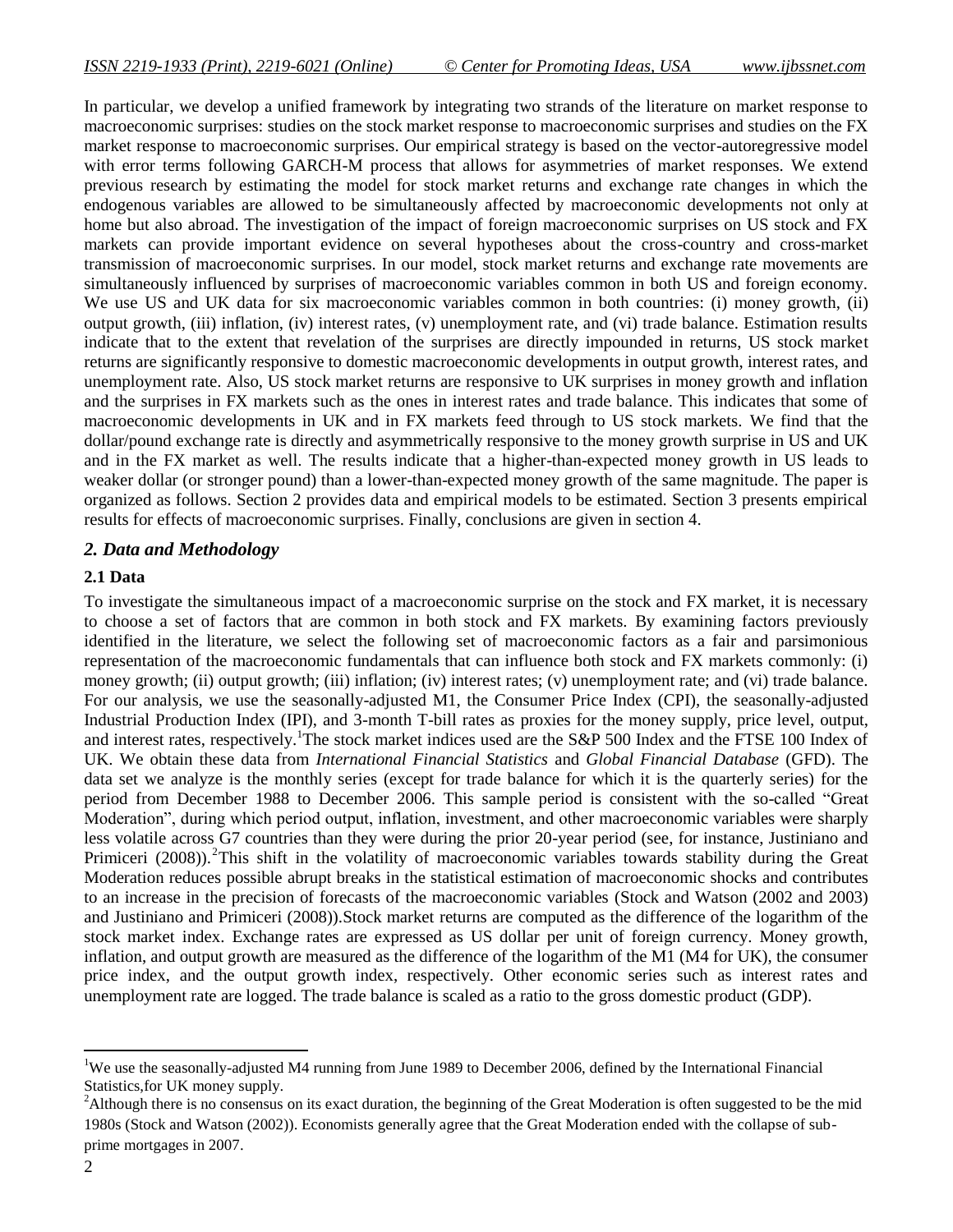In particular, we develop a unified framework by integrating two strands of the literature on market response to macroeconomic surprises: studies on the stock market response to macroeconomic surprises and studies on the FX market response to macroeconomic surprises. Our empirical strategy is based on the vector-autoregressive model with error terms following GARCH-M process that allows for asymmetries of market responses. We extend previous research by estimating the model for stock market returns and exchange rate changes in which the endogenous variables are allowed to be simultaneously affected by macroeconomic developments not only at home but also abroad. The investigation of the impact of foreign macroeconomic surprises on US stock and FX markets can provide important evidence on several hypotheses about the cross-country and cross-market transmission of macroeconomic surprises. In our model, stock market returns and exchange rate movements are simultaneously influenced by surprises of macroeconomic variables common in both US and foreign economy. We use US and UK data for six macroeconomic variables common in both countries: (i) money growth, (ii) output growth, (iii) inflation, (iv) interest rates, (v) unemployment rate, and (vi) trade balance. Estimation results indicate that to the extent that revelation of the surprises are directly impounded in returns, US stock market returns are significantly responsive to domestic macroeconomic developments in output growth, interest rates, and unemployment rate. Also, US stock market returns are responsive to UK surprises in money growth and inflation and the surprises in FX markets such as the ones in interest rates and trade balance. This indicates that some of macroeconomic developments in UK and in FX markets feed through to US stock markets. We find that the dollar/pound exchange rate is directly and asymmetrically responsive to the money growth surprise in US and UK and in the FX market as well. The results indicate that a higher-than-expected money growth in US leads to weaker dollar (or stronger pound) than a lower-than-expected money growth of the same magnitude. The paper is organized as follows. Section 2 provides data and empirical models to be estimated. Section 3 presents empirical results for effects of macroeconomic surprises. Finally, conclusions are given in section 4.

## *2. Data and Methodology*

### 2.1 Data

To investigate the simultaneous impact of a macroeconomic surprise on the stock and FX market, it is necessary to choose a set of factors that are common in both stock and FX markets. By examining factors previously identified in the literature, we select the following set of macroeconomic factors as a fair and parsimonious representation of the macroeconomic fundamentals that can influence both stock and FX markets commonly: (i) money growth; (ii) output growth; (iii) inflation; (iv) interest rates; (v) unemployment rate; and (vi) trade balance. For our analysis, we use the seasonally-adjusted M1, the Consumer Price Index (CPI), the seasonally-adjusted Industrial Production Index (IPI), and 3-month T-bill rates as proxies for the money supply, price level, output, and interest rates, respectively.[1] The stock market indices used are the S&P 500 Index and the FTSE 100 Index of UK. We obtain these data from *International Financial Statistics* and *Global Financial Database* (GFD). The data set we analyze is the monthly series (except for trade balance for which it is the quarterly series) for the period from December 1988 to December 2006. This sample period is consistent with the so-called "Great Moderation", during which period output, inflation, investment, and other macroeconomic variables were sharply less volatile across G7 countries than they were during the prior 20-year period (see, for instance, Justiniano and Primiceri (2008)).[2] This shift in the volatility of macroeconomic variables towards stability during the Great Moderation reduces possible abrupt breaks in the statistical estimation of macroeconomic shocks and contributes to an increase in the precision of forecasts of the macroeconomic variables (Stock and Watson (2002 and 2003) and Justiniano and Primiceri (2008)).Stock market returns are computed as the difference of the logarithm of the stock market index. Exchange rates are expressed as US dollar per unit of foreign currency. Money growth, inflation, and output growth are measured as the difference of the logarithm of the M1 (M4 for UK), the consumer price index, and the output growth index, respectively. Other economic series such as interest rates and unemployment rate are logged. The trade balance is scaled as a ratio to the gross domestic product (GDP).

---

[1] We use the seasonally-adjusted M4 running from June 1989 to December 2006, defined by the International Financial Statistics,for UK money supply.

[2] Although there is no consensus on its exact duration, the beginning of the Great Moderation is often suggested to be the mid 1980s (Stock and Watson (2002)). Economists generally agree that the Great Moderation ended with the collapse of sub-prime mortgages in 2007.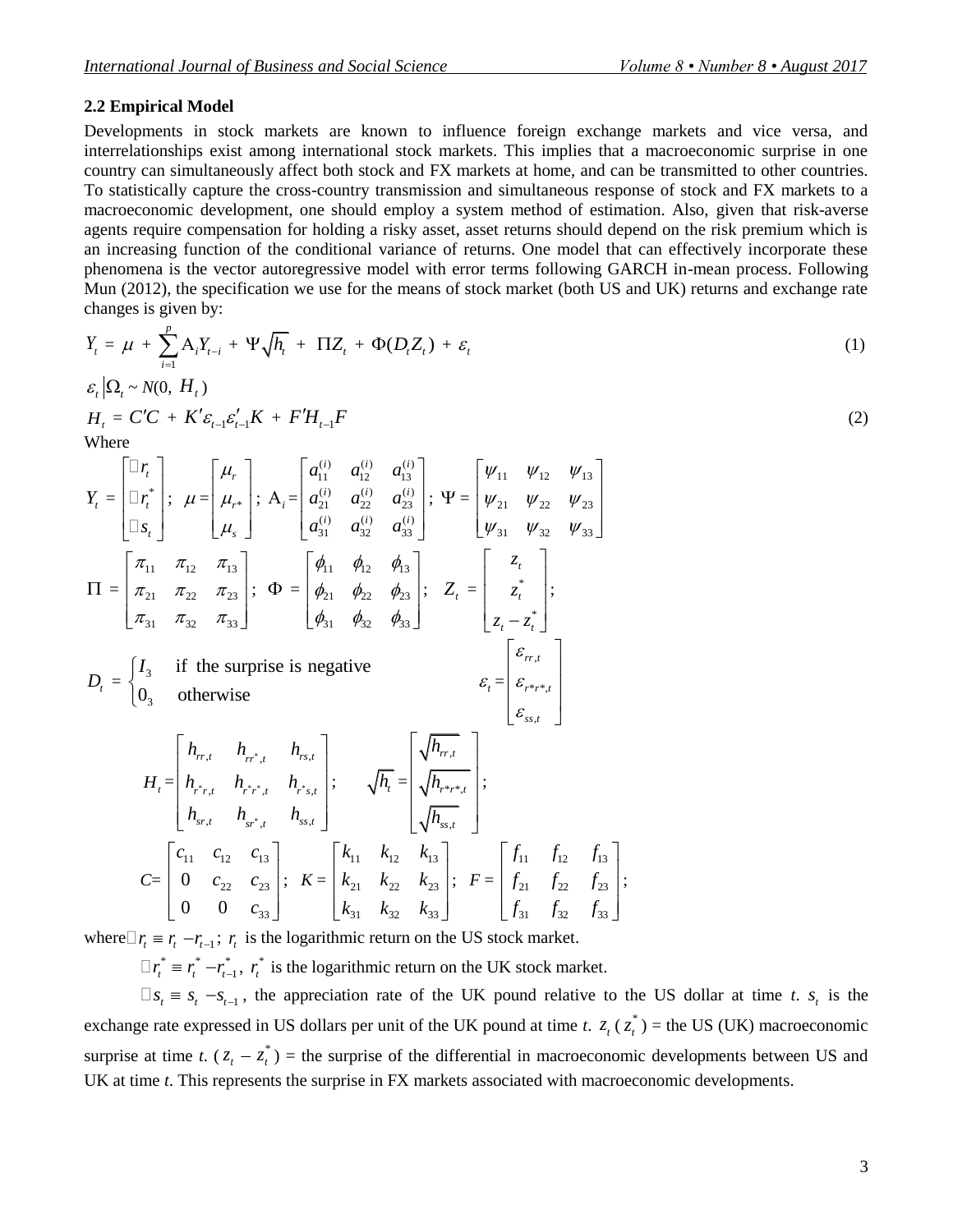### 2.2 Empirical Model

Developments in stock markets are known to influence foreign exchange markets and vice versa, and interrelationships exist among international stock markets. This implies that a macroeconomic surprise in one country can simultaneously affect both stock and FX markets at home, and can be transmitted to other countries. To statistically capture the cross-country transmission and simultaneous response of stock and FX markets to a macroeconomic development, one should employ a system method of estimation. Also, given that risk-averse agents require compensation for holding a risky asset, asset returns should depend on the risk premium which is an increasing function of the conditional variance of returns. One model that can effectively incorporate these phenomena is the vector autoregressive model with error terms following GARCH in-mean process. Following Mun (2012), the specification we use for the means of stock market (both US and UK) returns and exchange rate changes is given by:

$$Y_t = \mu + \sum_{i=1}^{p} \mathrm{A}_i Y_{t-i} + \Psi\sqrt{h_t} + \Pi Z_t + \Phi(D_t Z_t) + \varepsilon_t \tag{1}$$

$$\varepsilon_t \left| \Omega_t \sim N(0,\, H_t) \right.$$

$$H_t = C'C + K'\varepsilon_{t-1}\varepsilon'_{t-1}K + F'H_{t-1}F \tag{2}$$

Where

$$Y_t = \begin{bmatrix} \Delta r_t \\ \Delta r_t^* \\ \Delta s_t \end{bmatrix};\quad \mu = \begin{bmatrix} \mu_r \\ \mu_{r^*} \\ \mu_s \end{bmatrix};\quad \mathrm{A}_i = \begin{bmatrix} a_{11}^{(i)} & a_{12}^{(i)} & a_{13}^{(i)} \\ a_{21}^{(i)} & a_{22}^{(i)} & a_{23}^{(i)} \\ a_{31}^{(i)} & a_{32}^{(i)} & a_{33}^{(i)} \end{bmatrix};\quad \Psi = \begin{bmatrix} \psi_{11} & \psi_{12} & \psi_{13} \\ \psi_{21} & \psi_{22} & \psi_{23} \\ \psi_{31} & \psi_{32} & \psi_{33} \end{bmatrix}$$

$$\Pi = \begin{bmatrix} \pi_{11} & \pi_{12} & \pi_{13} \\ \pi_{21} & \pi_{22} & \pi_{23} \\ \pi_{31} & \pi_{32} & \pi_{33} \end{bmatrix};\quad \Phi = \begin{bmatrix} \phi_{11} & \phi_{12} & \phi_{13} \\ \phi_{21} & \phi_{22} & \phi_{23} \\ \phi_{31} & \phi_{32} & \phi_{33} \end{bmatrix};\quad Z_t = \begin{bmatrix} z_t \\ z_t^* \\ z_t - z_t^* \end{bmatrix};$$

$$D_t = \begin{cases} I_3 & \text{if the surprise is negative} \\ 0_3 & \text{otherwise} \end{cases} \qquad \varepsilon_t = \begin{bmatrix} \varepsilon_{rr,t} \\ \varepsilon_{r^*r^*,t} \\ \varepsilon_{ss,t} \end{bmatrix}$$

$$H_t = \begin{bmatrix} h_{rr,t} & h_{rr^*,t} & h_{rs,t} \\ h_{r^*r,t} & h_{r^*r^*,t} & h_{r^*s,t} \\ h_{sr,t} & h_{sr^*,t} & h_{ss,t} \end{bmatrix};\qquad \sqrt{h_t} = \begin{bmatrix} \sqrt{h_{rr,t}} \\ \sqrt{h_{r^*r^*,t}} \\ \sqrt{h_{ss,t}} \end{bmatrix};$$

$$C = \begin{bmatrix} c_{11} & c_{12} & c_{13} \\ 0 & c_{22} & c_{23} \\ 0 & 0 & c_{33} \end{bmatrix};\quad K = \begin{bmatrix} k_{11} & k_{12} & k_{13} \\ k_{21} & k_{22} & k_{23} \\ k_{31} & k_{32} & k_{33} \end{bmatrix};\quad F = \begin{bmatrix} f_{11} & f_{12} & f_{13} \\ f_{21} & f_{22} & f_{23} \\ f_{31} & f_{32} & f_{33} \end{bmatrix};$$

where $\Delta r_t \equiv r_t - r_{t-1}$; $r_t$ is the logarithmic return on the US stock market.

$\Delta r_t^* \equiv r_t^* - r_{t-1}^*$, $r_t^*$ is the logarithmic return on the UK stock market.

$\Delta s_t \equiv s_t - s_{t-1}$, the appreciation rate of the UK pound relative to the US dollar at time $t$. $s_t$ is the exchange rate expressed in US dollars per unit of the UK pound at time $t$. $z_t$ ($z_t^*$) = the US (UK) macroeconomic surprise at time $t$. ($z_t - z_t^*$) = the surprise of the differential in macroeconomic developments between US and UK at time $t$. This represents the surprise in FX markets associated with macroeconomic developments.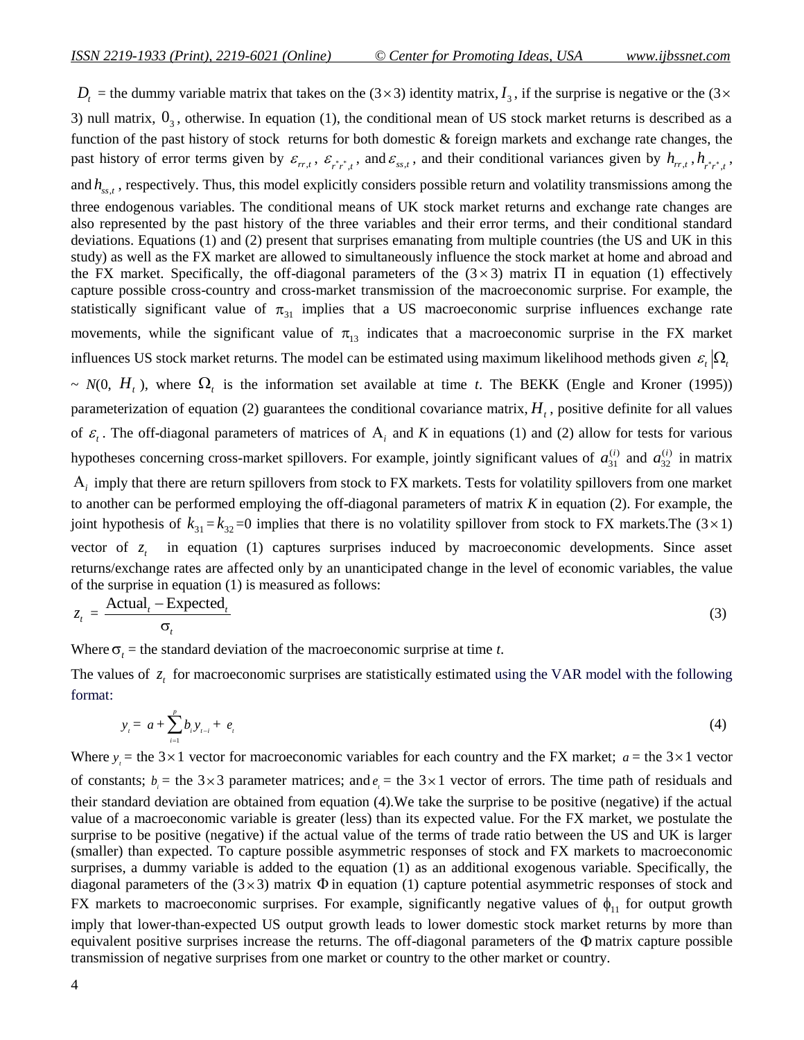$D_t$ = the dummy variable matrix that takes on the $(3\times 3)$ identity matrix, $I_3$, if the surprise is negative or the $(3\times 3)$ null matrix, $0_3$, otherwise. In equation (1), the conditional mean of US stock market returns is described as a function of the past history of stock returns for both domestic & foreign markets and exchange rate changes, the past history of error terms given by $\varepsilon_{rr,t}$, $\varepsilon_{r^*r^*,t}$, and $\varepsilon_{ss,t}$, and their conditional variances given by $h_{rr,t}$, $h_{r^*r^*,t}$, and $h_{ss,t}$, respectively. Thus, this model explicitly considers possible return and volatility transmissions among the three endogenous variables. The conditional means of UK stock market returns and exchange rate changes are also represented by the past history of the three variables and their error terms, and their conditional standard deviations. Equations (1) and (2) present that surprises emanating from multiple countries (the US and UK in this study) as well as the FX market are allowed to simultaneously influence the stock market at home and abroad and the FX market. Specifically, the off-diagonal parameters of the $(3\times 3)$ matrix $\Pi$ in equation (1) effectively capture possible cross-country and cross-market transmission of the macroeconomic surprise. For example, the statistically significant value of $\pi_{31}$ implies that a US macroeconomic surprise influences exchange rate movements, while the significant value of $\pi_{13}$ indicates that a macroeconomic surprise in the FX market influences US stock market returns. The model can be estimated using maximum likelihood methods given $\varepsilon_t|\Omega_t \sim N(0, H_t)$, where $\Omega_t$ is the information set available at time *t*. The BEKK (Engle and Kroner (1995)) parameterization of equation (2) guarantees the conditional covariance matrix, $H_t$, positive definite for all values of $\varepsilon_t$. The off-diagonal parameters of matrices of $\mathrm{A}_i$ and *K* in equations (1) and (2) allow for tests for various hypotheses concerning cross-market spillovers. For example, jointly significant values of $a_{31}^{(i)}$ and $a_{32}^{(i)}$ in matrix $\mathrm{A}_i$ imply that there are return spillovers from stock to FX markets. Tests for volatility spillovers from one market to another can be performed employing the off-diagonal parameters of matrix *K* in equation (2). For example, the joint hypothesis of $k_{31} = k_{32} = 0$ implies that there is no volatility spillover from stock to FX markets.The $(3\times 1)$ vector of $z_t$ in equation (1) captures surprises induced by macroeconomic developments. Since asset returns/exchange rates are affected only by an unanticipated change in the level of economic variables, the value of the surprise in equation (1) is measured as follows:

$$z_t = \frac{\text{Actual}_t - \text{Expected}_t}{\sigma_t} \tag{3}$$

Where $\sigma_t$ = the standard deviation of the macroeconomic surprise at time *t*.

The values of $z_t$ for macroeconomic surprises are statistically estimated using the VAR model with the following format:

$$y_t = a + \sum_{i=1}^{p} b_i y_{t-i} + e_t \tag{4}$$

Where $y_t$ = the $3\times 1$ vector for macroeconomic variables for each country and the FX market; $a$ = the $3\times 1$ vector of constants; $b_i$ = the $3\times 3$ parameter matrices; and $e_t$ = the $3\times 1$ vector of errors. The time path of residuals and their standard deviation are obtained from equation (4).We take the surprise to be positive (negative) if the actual value of a macroeconomic variable is greater (less) than its expected value. For the FX market, we postulate the surprise to be positive (negative) if the actual value of the terms of trade ratio between the US and UK is larger (smaller) than expected. To capture possible asymmetric responses of stock and FX markets to macroeconomic surprises, a dummy variable is added to the equation (1) as an additional exogenous variable. Specifically, the diagonal parameters of the $(3\times 3)$ matrix $\Phi$ in equation (1) capture potential asymmetric responses of stock and FX markets to macroeconomic surprises. For example, significantly negative values of $\phi_{11}$ for output growth imply that lower-than-expected US output growth leads to lower domestic stock market returns by more than equivalent positive surprises increase the returns. The off-diagonal parameters of the $\Phi$ matrix capture possible transmission of negative surprises from one market or country to the other market or country.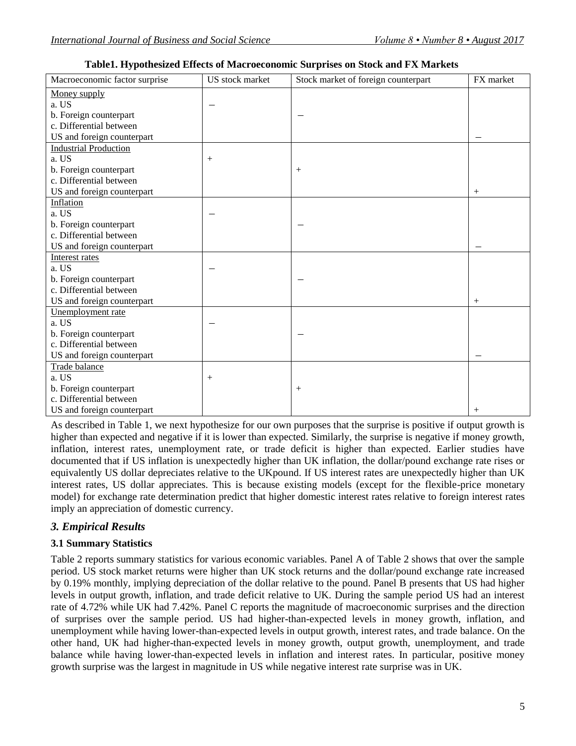**Table1. Hypothesized Effects of Macroeconomic Surprises on Stock and FX Markets**

| Macroeconomic factor surprise | US stock market | Stock market of foreign counterpart | FX market |
|---|---|---|---|
| Money supply | | | |
| a. US | – | | |
| b. Foreign counterpart | | – | |
| c. Differential between US and foreign counterpart | | | – |
| Industrial Production | | | |
| a. US | + | | |
| b. Foreign counterpart | | + | |
| c. Differential between US and foreign counterpart | | | + |
| Inflation | | | |
| a. US | – | | |
| b. Foreign counterpart | | – | |
| c. Differential between US and foreign counterpart | | | – |
| Interest rates | | | |
| a. US | – | | |
| b. Foreign counterpart | | – | |
| c. Differential between US and foreign counterpart | | | + |
| Unemployment rate | | | |
| a. US | – | | |
| b. Foreign counterpart | | – | |
| c. Differential between US and foreign counterpart | | | – |
| Trade balance | | | |
| a. US | + | | |
| b. Foreign counterpart | | + | |
| c. Differential between US and foreign counterpart | | | + |

As described in Table 1, we next hypothesize for our own purposes that the surprise is positive if output growth is higher than expected and negative if it is lower than expected. Similarly, the surprise is negative if money growth, inflation, interest rates, unemployment rate, or trade deficit is higher than expected. Earlier studies have documented that if US inflation is unexpectedly higher than UK inflation, the dollar/pound exchange rate rises or equivalently US dollar depreciates relative to the UKpound. If US interest rates are unexpectedly higher than UK interest rates, US dollar appreciates. This is because existing models (except for the flexible-price monetary model) for exchange rate determination predict that higher domestic interest rates relative to foreign interest rates imply an appreciation of domestic currency.

## *3. Empirical Results*

### 3.1 Summary Statistics

Table 2 reports summary statistics for various economic variables. Panel A of Table 2 shows that over the sample period. US stock market returns were higher than UK stock returns and the dollar/pound exchange rate increased by 0.19% monthly, implying depreciation of the dollar relative to the pound. Panel B presents that US had higher levels in output growth, inflation, and trade deficit relative to UK. During the sample period US had an interest rate of 4.72% while UK had 7.42%. Panel C reports the magnitude of macroeconomic surprises and the direction of surprises over the sample period. US had higher-than-expected levels in money growth, inflation, and unemployment while having lower-than-expected levels in output growth, interest rates, and trade balance. On the other hand, UK had higher-than-expected levels in money growth, output growth, unemployment, and trade balance while having lower-than-expected levels in inflation and interest rates. In particular, positive money growth surprise was the largest in magnitude in US while negative interest rate surprise was in UK.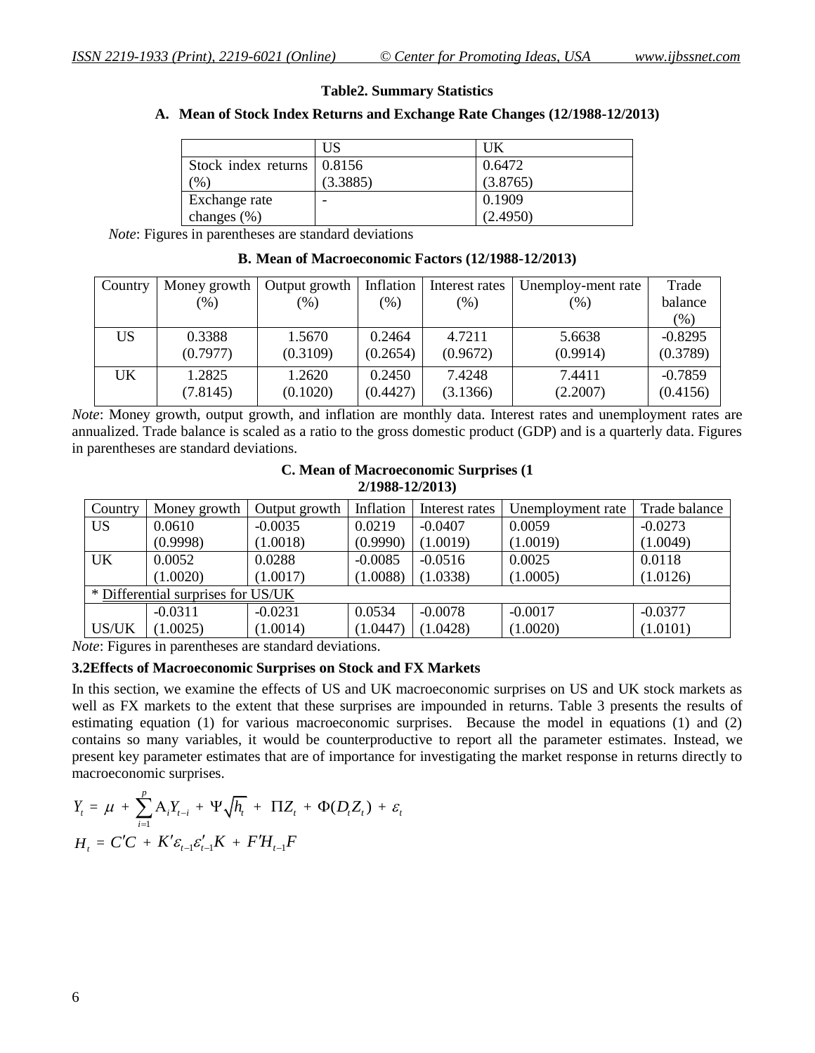**Table2. Summary Statistics**

**A. Mean of Stock Index Returns and Exchange Rate Changes (12/1988-12/2013)**

| | US | UK |
|---|---|---|
| Stock index returns (%) | 0.8156 (3.3885) | 0.6472 (3.8765) |
| Exchange rate changes (%) | - | 0.1909 (2.4950) |

*Note*: Figures in parentheses are standard deviations

**B. Mean of Macroeconomic Factors (12/1988-12/2013)**

| Country | Money growth (%) | Output growth (%) | Inflation (%) | Interest rates (%) | Unemploy-ment rate (%) | Trade balance (%) |
|---|---|---|---|---|---|---|
| US | 0.3388 (0.7977) | 1.5670 (0.3109) | 0.2464 (0.2654) | 4.7211 (0.9672) | 5.6638 (0.9914) | -0.8295 (0.3789) |
| UK | 1.2825 (7.8145) | 1.2620 (0.1020) | 0.2450 (0.4427) | 7.4248 (3.1366) | 7.4411 (2.2007) | -0.7859 (0.4156) |

*Note*: Money growth, output growth, and inflation are monthly data. Interest rates and unemployment rates are annualized. Trade balance is scaled as a ratio to the gross domestic product (GDP) and is a quarterly data. Figures in parentheses are standard deviations.

**C. Mean of Macroeconomic Surprises (12/1988-12/2013)**

| Country | Money growth | Output growth | Inflation | Interest rates | Unemployment rate | Trade balance |
|---|---|---|---|---|---|---|
| US | 0.0610 (0.9998) | -0.0035 (1.0018) | 0.0219 (0.9990) | -0.0407 (1.0019) | 0.0059 (1.0019) | -0.0273 (1.0049) |
| UK | 0.0052 (1.0020) | 0.0288 (1.0017) | -0.0085 (1.0088) | -0.0516 (1.0338) | 0.0025 (1.0005) | 0.0118 (1.0126) |
| * Differential surprises for US/UK | | | | | | |
| US/UK | -0.0311 (1.0025) | -0.0231 (1.0014) | 0.0534 (1.0447) | -0.0078 (1.0428) | -0.0017 (1.0020) | -0.0377 (1.0101) |

*Note*: Figures in parentheses are standard deviations.

### 3.2 Effects of Macroeconomic Surprises on Stock and FX Markets

In this section, we examine the effects of US and UK macroeconomic surprises on US and UK stock markets as well as FX markets to the extent that these surprises are impounded in returns. Table 3 presents the results of estimating equation (1) for various macroeconomic surprises. Because the model in equations (1) and (2) contains so many variables, it would be counterproductive to report all the parameter estimates. Instead, we present key parameter estimates that are of importance for investigating the market response in returns directly to macroeconomic surprises.

$$Y_t = \mu + \sum_{i=1}^{p} \mathrm{A}_i Y_{t-i} + \Psi\sqrt{h_t} + \Pi Z_t + \Phi(D_t Z_t) + \varepsilon_t$$

$$H_t = C'C + K'\varepsilon_{t-1}\varepsilon'_{t-1}K + F'H_{t-1}F$$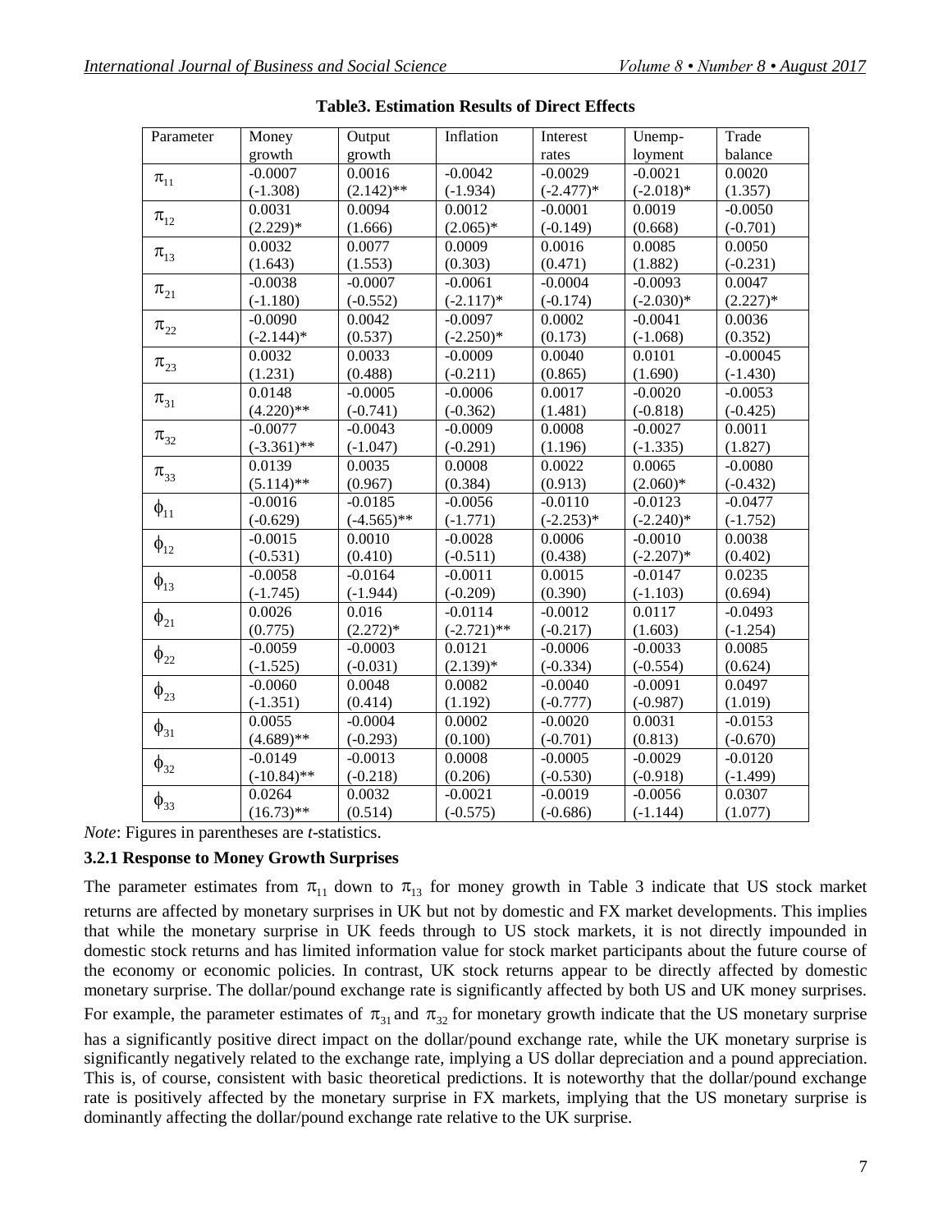**Table3. Estimation Results of Direct Effects**

| Parameter | Money growth | Output growth | Inflation | Interest rates | Unemp-loyment | Trade balance |
|---|---|---|---|---|---|---|
| $\pi_{11}$ | -0.0007<br>(-1.308) | 0.0016<br>(2.142)** | -0.0042<br>(-1.934) | -0.0029<br>(-2.477)* | -0.0021<br>(-2.018)* | 0.0020<br>(1.357) |
| $\pi_{12}$ | 0.0031<br>(2.229)* | 0.0094<br>(1.666) | 0.0012<br>(2.065)* | -0.0001<br>(-0.149) | 0.0019<br>(0.668) | -0.0050<br>(-0.701) |
| $\pi_{13}$ | 0.0032<br>(1.643) | 0.0077<br>(1.553) | 0.0009<br>(0.303) | 0.0016<br>(0.471) | 0.0085<br>(1.882) | 0.0050<br>(-0.231) |
| $\pi_{21}$ | -0.0038<br>(-1.180) | -0.0007<br>(-0.552) | -0.0061<br>(-2.117)* | -0.0004<br>(-0.174) | -0.0093<br>(-2.030)* | 0.0047<br>(2.227)* |
| $\pi_{22}$ | -0.0090<br>(-2.144)* | 0.0042<br>(0.537) | -0.0097<br>(-2.250)* | 0.0002<br>(0.173) | -0.0041<br>(-1.068) | 0.0036<br>(0.352) |
| $\pi_{23}$ | 0.0032<br>(1.231) | 0.0033<br>(0.488) | -0.0009<br>(-0.211) | 0.0040<br>(0.865) | 0.0101<br>(1.690) | -0.00045<br>(-1.430) |
| $\pi_{31}$ | 0.0148<br>(4.220)** | -0.0005<br>(-0.741) | -0.0006<br>(-0.362) | 0.0017<br>(1.481) | -0.0020<br>(-0.818) | -0.0053<br>(-0.425) |
| $\pi_{32}$ | -0.0077<br>(-3.361)** | -0.0043<br>(-1.047) | -0.0009<br>(-0.291) | 0.0008<br>(1.196) | -0.0027<br>(-1.335) | 0.0011<br>(1.827) |
| $\pi_{33}$ | 0.0139<br>(5.114)** | 0.0035<br>(0.967) | 0.0008<br>(0.384) | 0.0022<br>(0.913) | 0.0065<br>(2.060)* | -0.0080<br>(-0.432) |
| $\phi_{11}$ | -0.0016<br>(-0.629) | -0.0185<br>(-4.565)** | -0.0056<br>(-1.771) | -0.0110<br>(-2.253)* | -0.0123<br>(-2.240)* | -0.0477<br>(-1.752) |
| $\phi_{12}$ | -0.0015<br>(-0.531) | 0.0010<br>(0.410) | -0.0028<br>(-0.511) | 0.0006<br>(0.438) | -0.0010<br>(-2.207)* | 0.0038<br>(0.402) |
| $\phi_{13}$ | -0.0058<br>(-1.745) | -0.0164<br>(-1.944) | -0.0011<br>(-0.209) | 0.0015<br>(0.390) | -0.0147<br>(-1.103) | 0.0235<br>(0.694) |
| $\phi_{21}$ | 0.0026<br>(0.775) | 0.016<br>(2.272)* | -0.0114<br>(-2.721)** | -0.0012<br>(-0.217) | 0.0117<br>(1.603) | -0.0493<br>(-1.254) |
| $\phi_{22}$ | -0.0059<br>(-1.525) | -0.0003<br>(-0.031) | 0.0121<br>(2.139)* | -0.0006<br>(-0.334) | -0.0033<br>(-0.554) | 0.0085<br>(0.624) |
| $\phi_{23}$ | -0.0060<br>(-1.351) | 0.0048<br>(0.414) | 0.0082<br>(1.192) | -0.0040<br>(-0.777) | -0.0091<br>(-0.987) | 0.0497<br>(1.019) |
| $\phi_{31}$ | 0.0055<br>(4.689)** | -0.0004<br>(-0.293) | 0.0002<br>(0.100) | -0.0020<br>(-0.701) | 0.0031<br>(0.813) | -0.0153<br>(-0.670) |
| $\phi_{32}$ | -0.0149<br>(-10.84)** | -0.0013<br>(-0.218) | 0.0008<br>(0.206) | -0.0005<br>(-0.530) | -0.0029<br>(-0.918) | -0.0120<br>(-1.499) |
| $\phi_{33}$ | 0.0264<br>(16.73)** | 0.0032<br>(0.514) | -0.0021<br>(-0.575) | -0.0019<br>(-0.686) | -0.0056<br>(-1.144) | 0.0307<br>(1.077) |

*Note*: Figures in parentheses are *t*-statistics.

### 3.2.1 Response to Money Growth Surprises

The parameter estimates from $\pi_{11}$ down to $\pi_{13}$ for money growth in Table 3 indicate that US stock market returns are affected by monetary surprises in UK but not by domestic and FX market developments. This implies that while the monetary surprise in UK feeds through to US stock markets, it is not directly impounded in domestic stock returns and has limited information value for stock market participants about the future course of the economy or economic policies. In contrast, UK stock returns appear to be directly affected by domestic monetary surprise. The dollar/pound exchange rate is significantly affected by both US and UK money surprises. For example, the parameter estimates of $\pi_{31}$ and $\pi_{32}$ for monetary growth indicate that the US monetary surprise has a significantly positive direct impact on the dollar/pound exchange rate, while the UK monetary surprise is significantly negatively related to the exchange rate, implying a US dollar depreciation and a pound appreciation. This is, of course, consistent with basic theoretical predictions. It is noteworthy that the dollar/pound exchange rate is positively affected by the monetary surprise in FX markets, implying that the US monetary surprise is dominantly affecting the dollar/pound exchange rate relative to the UK surprise.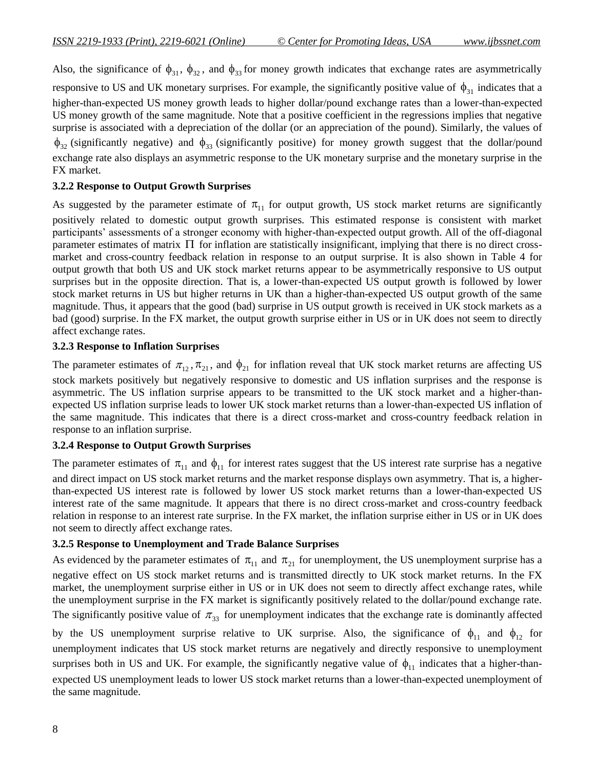Also, the significance of $\phi_{31}$, $\phi_{32}$, and $\phi_{33}$ for money growth indicates that exchange rates are asymmetrically responsive to US and UK monetary surprises. For example, the significantly positive value of $\phi_{31}$ indicates that a higher-than-expected US money growth leads to higher dollar/pound exchange rates than a lower-than-expected US money growth of the same magnitude. Note that a positive coefficient in the regressions implies that negative surprise is associated with a depreciation of the dollar (or an appreciation of the pound). Similarly, the values of $\phi_{32}$ (significantly negative) and $\phi_{33}$ (significantly positive) for money growth suggest that the dollar/pound exchange rate also displays an asymmetric response to the UK monetary surprise and the monetary surprise in the FX market.

### 3.2.2 Response to Output Growth Surprises

As suggested by the parameter estimate of $\pi_{11}$ for output growth, US stock market returns are significantly positively related to domestic output growth surprises. This estimated response is consistent with market participants' assessments of a stronger economy with higher-than-expected output growth. All of the off-diagonal parameter estimates of matrix $\Pi$ for inflation are statistically insignificant, implying that there is no direct cross-market and cross-country feedback relation in response to an output surprise. It is also shown in Table 4 for output growth that both US and UK stock market returns appear to be asymmetrically responsive to US output surprises but in the opposite direction. That is, a lower-than-expected US output growth is followed by lower stock market returns in US but higher returns in UK than a higher-than-expected US output growth of the same magnitude. Thus, it appears that the good (bad) surprise in US output growth is received in UK stock markets as a bad (good) surprise. In the FX market, the output growth surprise either in US or in UK does not seem to directly affect exchange rates.

### 3.2.3 Response to Inflation Surprises

The parameter estimates of $\pi_{12}, \pi_{21}$, and $\phi_{21}$ for inflation reveal that UK stock market returns are affecting US stock markets positively but negatively responsive to domestic and US inflation surprises and the response is asymmetric. The US inflation surprise appears to be transmitted to the UK stock market and a higher-than-expected US inflation surprise leads to lower UK stock market returns than a lower-than-expected US inflation of the same magnitude. This indicates that there is a direct cross-market and cross-country feedback relation in response to an inflation surprise.

### 3.2.4 Response to Output Growth Surprises

The parameter estimates of $\pi_{11}$ and $\phi_{11}$ for interest rates suggest that the US interest rate surprise has a negative and direct impact on US stock market returns and the market response displays own asymmetry. That is, a higher-than-expected US interest rate is followed by lower US stock market returns than a lower-than-expected US interest rate of the same magnitude. It appears that there is no direct cross-market and cross-country feedback relation in response to an interest rate surprise. In the FX market, the inflation surprise either in US or in UK does not seem to directly affect exchange rates.

### 3.2.5 Response to Unemployment and Trade Balance Surprises

As evidenced by the parameter estimates of $\pi_{11}$ and $\pi_{21}$ for unemployment, the US unemployment surprise has a negative effect on US stock market returns and is transmitted directly to UK stock market returns. In the FX market, the unemployment surprise either in US or in UK does not seem to directly affect exchange rates, while the unemployment surprise in the FX market is significantly positively related to the dollar/pound exchange rate. The significantly positive value of $\pi_{33}$ for unemployment indicates that the exchange rate is dominantly affected by the US unemployment surprise relative to UK surprise. Also, the significance of $\phi_{11}$ and $\phi_{12}$ for unemployment indicates that US stock market returns are negatively and directly responsive to unemployment surprises both in US and UK. For example, the significantly negative value of $\phi_{11}$ indicates that a higher-than-expected US unemployment leads to lower US stock market returns than a lower-than-expected unemployment of the same magnitude.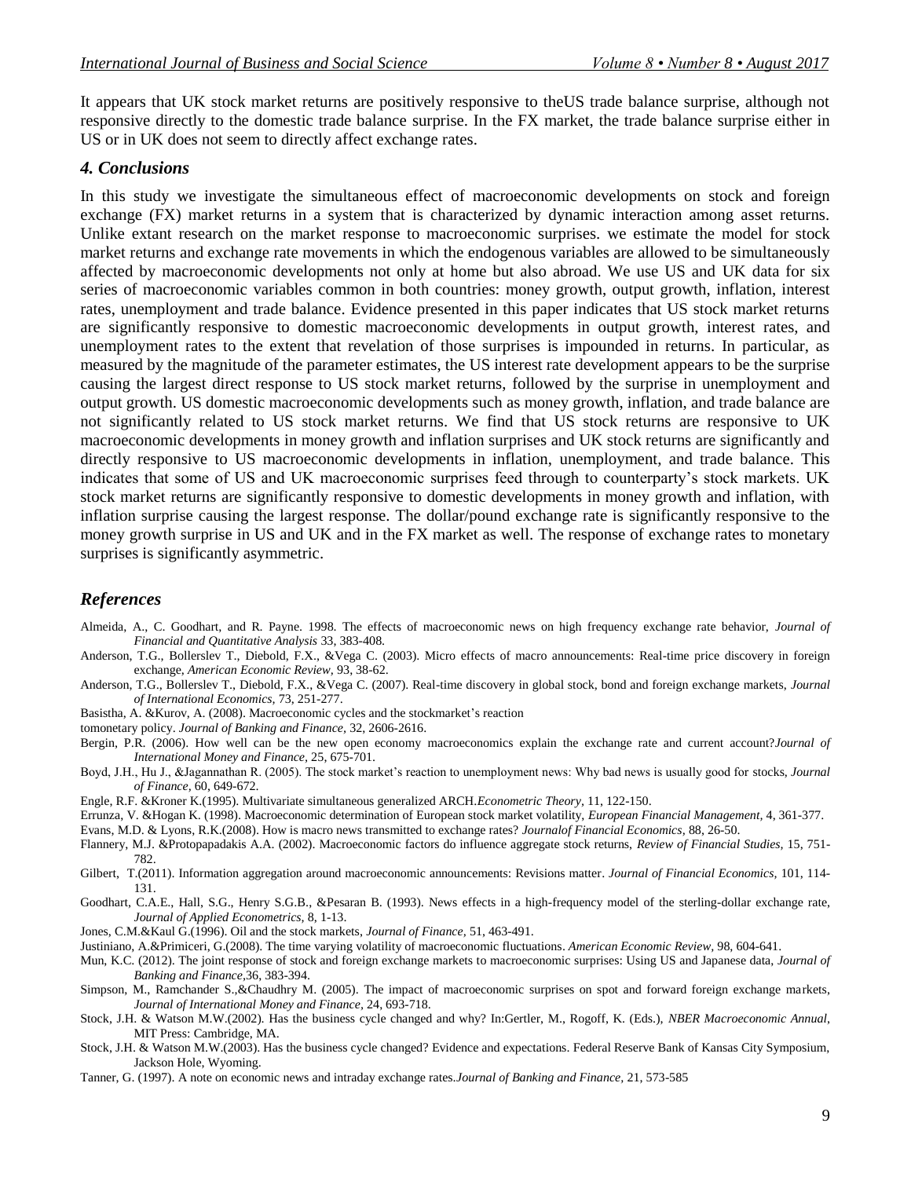It appears that UK stock market returns are positively responsive to theUS trade balance surprise, although not responsive directly to the domestic trade balance surprise. In the FX market, the trade balance surprise either in US or in UK does not seem to directly affect exchange rates.

## *4. Conclusions*

In this study we investigate the simultaneous effect of macroeconomic developments on stock and foreign exchange (FX) market returns in a system that is characterized by dynamic interaction among asset returns. Unlike extant research on the market response to macroeconomic surprises. we estimate the model for stock market returns and exchange rate movements in which the endogenous variables are allowed to be simultaneously affected by macroeconomic developments not only at home but also abroad. We use US and UK data for six series of macroeconomic variables common in both countries: money growth, output growth, inflation, interest rates, unemployment and trade balance. Evidence presented in this paper indicates that US stock market returns are significantly responsive to domestic macroeconomic developments in output growth, interest rates, and unemployment rates to the extent that revelation of those surprises is impounded in returns. In particular, as measured by the magnitude of the parameter estimates, the US interest rate development appears to be the surprise causing the largest direct response to US stock market returns, followed by the surprise in unemployment and output growth. US domestic macroeconomic developments such as money growth, inflation, and trade balance are not significantly related to US stock market returns. We find that US stock returns are responsive to UK macroeconomic developments in money growth and inflation surprises and UK stock returns are significantly and directly responsive to US macroeconomic developments in inflation, unemployment, and trade balance. This indicates that some of US and UK macroeconomic surprises feed through to counterparty's stock markets. UK stock market returns are significantly responsive to domestic developments in money growth and inflation, with inflation surprise causing the largest response. The dollar/pound exchange rate is significantly responsive to the money growth surprise in US and UK and in the FX market as well. The response of exchange rates to monetary surprises is significantly asymmetric.

## *References*

Almeida, A., C. Goodhart, and R. Payne. 1998. The effects of macroeconomic news on high frequency exchange rate behavior, *Journal of Financial and Quantitative Analysis* 33, 383-408.

Anderson, T.G., Bollerslev T., Diebold, F.X., &Vega C. (2003). Micro effects of macro announcements: Real-time price discovery in foreign exchange, *American Economic Review,* 93, 38-62.

Anderson, T.G., Bollerslev T., Diebold, F.X., &Vega C. (2007). Real-time discovery in global stock, bond and foreign exchange markets, *Journal of International Economics,* 73, 251-277.

Basistha, A. &Kurov, A. (2008). Macroeconomic cycles and the stockmarket's reaction

tomonetary policy. *Journal of Banking and Finance,* 32, 2606-2616.

Bergin, P.R. (2006). How well can be the new open economy macroeconomics explain the exchange rate and current account?*Journal of International Money and Finance,* 25, 675-701.

Boyd, J.H., Hu J., &Jagannathan R. (2005). The stock market's reaction to unemployment news: Why bad news is usually good for stocks, *Journal of Finance,* 60, 649-672.

Engle, R.F. &Kroner K.(1995). Multivariate simultaneous generalized ARCH.*Econometric Theory,* 11, 122-150.

Errunza, V. &Hogan K. (1998). Macroeconomic determination of European stock market volatility, *European Financial Management,* 4, 361-377.

Evans, M.D. & Lyons, R.K.(2008). How is macro news transmitted to exchange rates? *Journalof Financial Economics,* 88, 26-50.

Flannery, M.J. &Protopapadakis A.A. (2002). Macroeconomic factors do influence aggregate stock returns, *Review of Financial Studies,* 15, 751-782.

Gilbert, T.(2011). Information aggregation around macroeconomic announcements: Revisions matter. *Journal of Financial Economics,* 101, 114-131.

Goodhart, C.A.E., Hall, S.G., Henry S.G.B., &Pesaran B. (1993). News effects in a high-frequency model of the sterling-dollar exchange rate, *Journal of Applied Econometrics,* 8, 1-13.

Jones, C.M.&Kaul G.(1996). Oil and the stock markets, *Journal of Finance,* 51, 463-491.

Justiniano, A.&Primiceri, G.(2008). The time varying volatility of macroeconomic fluctuations. *American Economic Review,* 98, 604-641.

Mun, K.C. (2012). The joint response of stock and foreign exchange markets to macroeconomic surprises: Using US and Japanese data, *Journal of Banking and Finance,*36, 383-394.

Simpson, M., Ramchander S.,&Chaudhry M. (2005). The impact of macroeconomic surprises on spot and forward foreign exchange markets, *Journal of International Money and Finance,* 24, 693-718.

Stock, J.H. & Watson M.W.(2002). Has the business cycle changed and why? In:Gertler, M., Rogoff, K. (Eds.), *NBER Macroeconomic Annual,* MIT Press: Cambridge, MA.

Stock, J.H. & Watson M.W.(2003). Has the business cycle changed? Evidence and expectations. Federal Reserve Bank of Kansas City Symposium, Jackson Hole, Wyoming.

Tanner, G. (1997). A note on economic news and intraday exchange rates.*Journal of Banking and Finance,* 21, 573-585